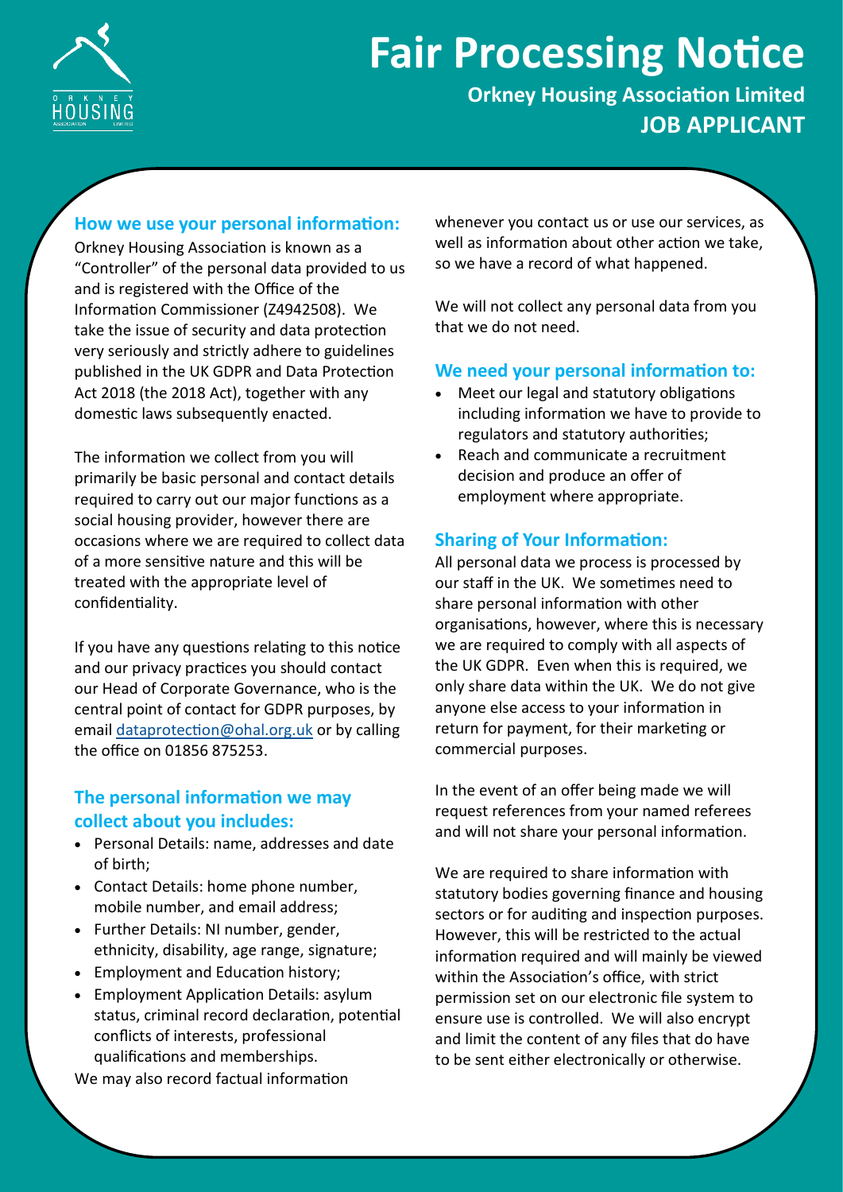# Fair Processing Notice

**Orkney Housing Association Limited**

**JOB APPLICANT**

## How we use your personal information:

Orkney Housing Association is known as a "Controller" of the personal data provided to us and is registered with the Office of the Information Commissioner (Z4942508). We take the issue of security and data protection very seriously and strictly adhere to guidelines published in the UK GDPR and Data Protection Act 2018 (the 2018 Act), together with any domestic laws subsequently enacted.

The information we collect from you will primarily be basic personal and contact details required to carry out our major functions as a social housing provider, however there are occasions where we are required to collect data of a more sensitive nature and this will be treated with the appropriate level of confidentiality.

If you have any questions relating to this notice and our privacy practices you should contact our Head of Corporate Governance, who is the central point of contact for GDPR purposes, by email dataprotection@ohal.org.uk or by calling the office on 01856 875253.

## The personal information we may collect about you includes:

- Personal Details: name, addresses and date of birth;
- Contact Details: home phone number, mobile number, and email address;
- Further Details: NI number, gender, ethnicity, disability, age range, signature;
- Employment and Education history;
- Employment Application Details: asylum status, criminal record declaration, potential conflicts of interests, professional qualifications and memberships.

We may also record factual information whenever you contact us or use our services, as well as information about other action we take, so we have a record of what happened.

We will not collect any personal data from you that we do not need.

## We need your personal information to:

- Meet our legal and statutory obligations including information we have to provide to regulators and statutory authorities;
- Reach and communicate a recruitment decision and produce an offer of employment where appropriate.

## Sharing of Your Information:

All personal data we process is processed by our staff in the UK. We sometimes need to share personal information with other organisations, however, where this is necessary we are required to comply with all aspects of the UK GDPR. Even when this is required, we only share data within the UK. We do not give anyone else access to your information in return for payment, for their marketing or commercial purposes.

In the event of an offer being made we will request references from your named referees and will not share your personal information.

We are required to share information with statutory bodies governing finance and housing sectors or for auditing and inspection purposes. However, this will be restricted to the actual information required and will mainly be viewed within the Association's office, with strict permission set on our electronic file system to ensure use is controlled. We will also encrypt and limit the content of any files that do have to be sent either electronically or otherwise.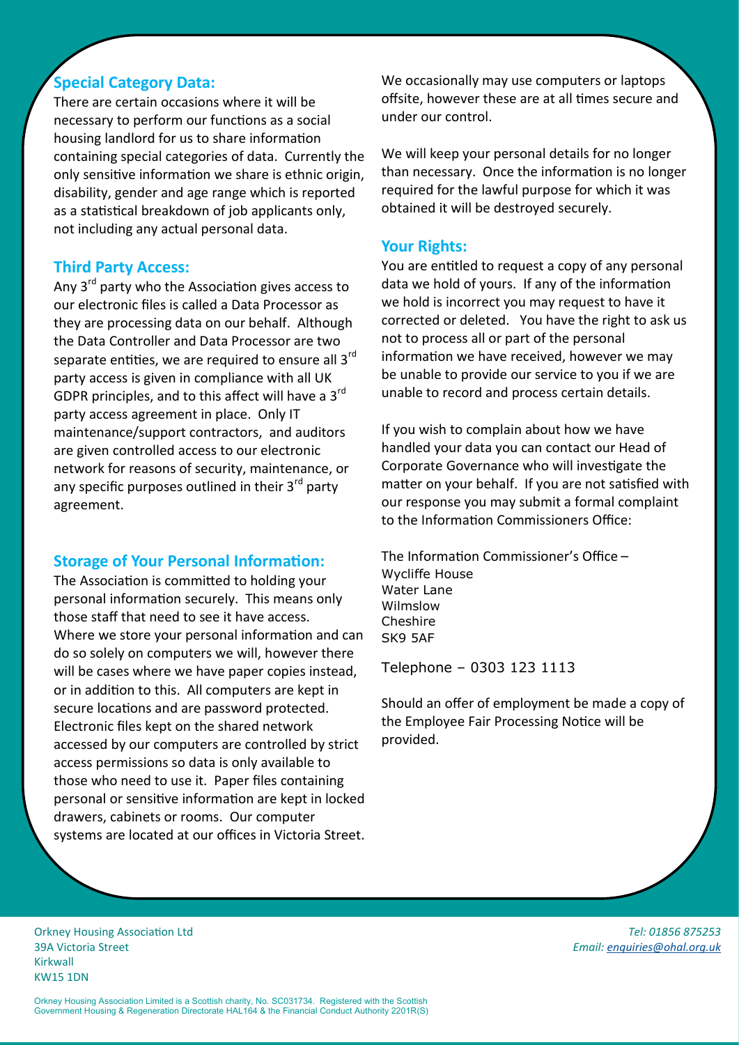## Special Category Data:

There are certain occasions where it will be necessary to perform our functions as a social housing landlord for us to share information containing special categories of data. Currently the only sensitive information we share is ethnic origin, disability, gender and age range which is reported as a statistical breakdown of job applicants only, not including any actual personal data.

## Third Party Access:

Any 3rd party who the Association gives access to our electronic files is called a Data Processor as they are processing data on our behalf. Although the Data Controller and Data Processor are two separate entities, we are required to ensure all 3rd party access is given in compliance with all UK GDPR principles, and to this affect will have a 3rd party access agreement in place. Only IT maintenance/support contractors, and auditors are given controlled access to our electronic network for reasons of security, maintenance, or any specific purposes outlined in their 3rd party agreement.

## Storage of Your Personal Information:

The Association is committed to holding your personal information securely. This means only those staff that need to see it have access. Where we store your personal information and can do so solely on computers we will, however there will be cases where we have paper copies instead, or in addition to this. All computers are kept in secure locations and are password protected. Electronic files kept on the shared network accessed by our computers are controlled by strict access permissions so data is only available to those who need to use it. Paper files containing personal or sensitive information are kept in locked drawers, cabinets or rooms. Our computer systems are located at our offices in Victoria Street.

We occasionally may use computers or laptops offsite, however these are at all times secure and under our control.

We will keep your personal details for no longer than necessary. Once the information is no longer required for the lawful purpose for which it was obtained it will be destroyed securely.

## Your Rights:

You are entitled to request a copy of any personal data we hold of yours. If any of the information we hold is incorrect you may request to have it corrected or deleted. You have the right to ask us not to process all or part of the personal information we have received, however we may be unable to provide our service to you if we are unable to record and process certain details.

If you wish to complain about how we have handled your data you can contact our Head of Corporate Governance who will investigate the matter on your behalf. If you are not satisfied with our response you may submit a formal complaint to the Information Commissioners Office:

The Information Commissioner's Office –
Wycliffe House
Water Lane
Wilmslow
Cheshire
SK9 5AF

Telephone – 0303 123 1113

Should an offer of employment be made a copy of the Employee Fair Processing Notice will be provided.

Orkney Housing Association Ltd
39A Victoria Street
Kirkwall
KW15 1DN

*Tel: 01856 875253*
*Email: enquiries@ohal.org.uk*

Orkney Housing Association Limited is a Scottish charity, No. SC031734. Registered with the Scottish Government Housing & Regeneration Directorate HAL164 & the Financial Conduct Authority 2201R(S)